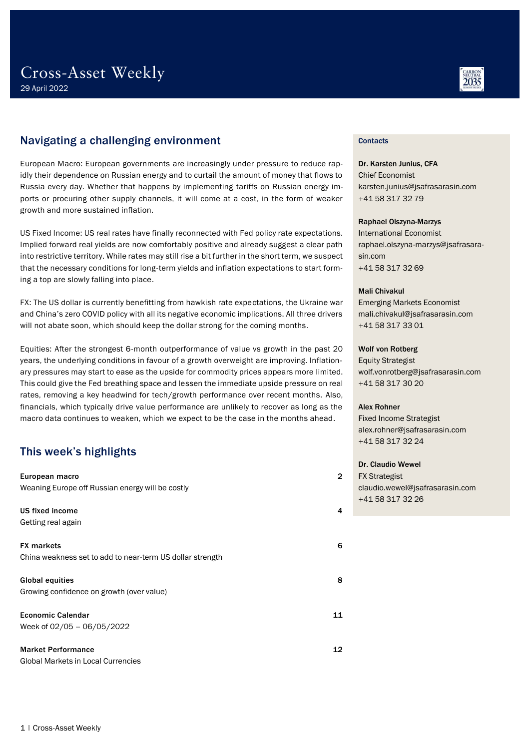# Cross-Asset Weekly

29 April 2022

## Navigating a challenging environment

European Macro: European governments are increasingly under pressure to reduce rapidly their dependence on Russian energy and to curtail the amount of money that flows to Russia every day. Whether that happens by implementing tariffs on Russian energy imports or procuring other supply channels, it will come at a cost, in the form of weaker growth and more sustained inflation.

US Fixed Income: US real rates have finally reconnected with Fed policy rate expectations. Implied forward real yields are now comfortably positive and already suggest a clear path into restrictive territory. While rates may still rise a bit further in the short term, we suspect that the necessary conditions for long-term yields and inflation expectations to start forming a top are slowly falling into place.

FX: The US dollar is currently benefitting from hawkish rate expectations, the Ukraine war and China's zero COVID policy with all its negative economic implications. All three drivers will not abate soon, which should keep the dollar strong for the coming months.

Equities: After the strongest 6-month outperformance of value vs growth in the past 20 years, the underlying conditions in favour of a growth overweight are improving. Inflationary pressures may start to ease as the upside for commodity prices appears more limited. This could give the Fed breathing space and lessen the immediate upside pressure on real rates, removing a key headwind for tech/growth performance over recent months. Also, financials, which typically drive value performance are unlikely to recover as long as the macro data continues to weaken, which we expect to be the case in the months ahead.

## This week's highlights

| | |
|---|---|
| **European macro**<br>Weaning Europe off Russian energy will be costly | 2 |
| **US fixed income**<br>Getting real again | 4 |
| **FX markets**<br>China weakness set to add to near-term US dollar strength | 6 |
| **Global equities**<br>Growing confidence on growth (over value) | 8 |
| **Economic Calendar**<br>Week of 02/05 – 06/05/2022 | 11 |
| **Market Performance**<br>Global Markets in Local Currencies | 12 |

**Contacts**

**Dr. Karsten Junius, CFA**
Chief Economist
karsten.junius@jsafrasarasin.com
+41 58 317 32 79

**Raphael Olszyna-Marzys**
International Economist
raphael.olszyna-marzys@jsafrasarasin.com
+41 58 317 32 69

**Mali Chivakul**
Emerging Markets Economist
mali.chivakul@jsafrasarasin.com
+41 58 317 33 01

**Wolf von Rotberg**
Equity Strategist
wolf.vonrotberg@jsafrasarasin.com
+41 58 317 30 20

**Alex Rohner**
Fixed Income Strategist
alex.rohner@jsafrasarasin.com
+41 58 317 32 24

**Dr. Claudio Wewel**
FX Strategist
claudio.wewel@jsafrasarasin.com
+41 58 317 32 26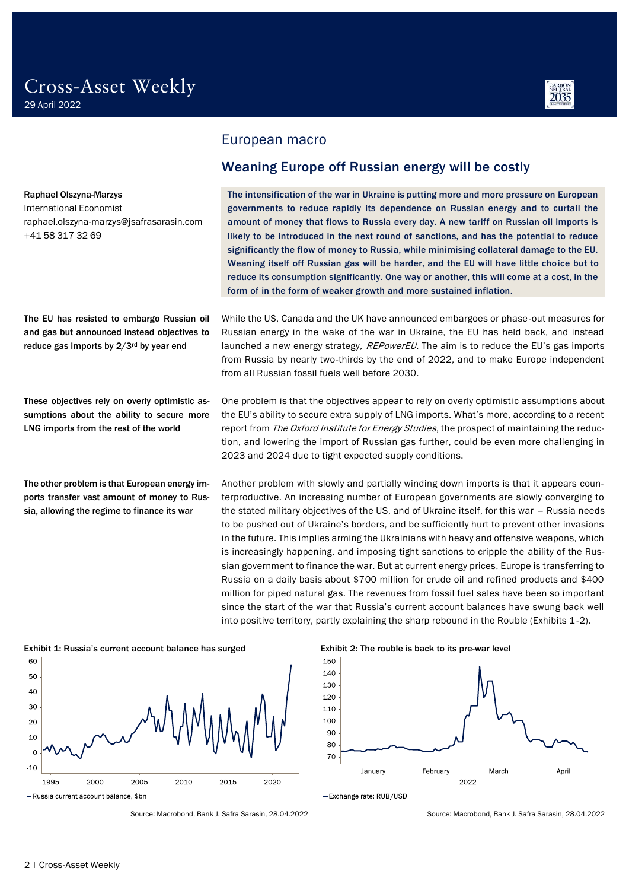# European macro

## Weaning Europe off Russian energy will be costly

Raphael Olszyna-Marzys
International Economist
raphael.olszyna-marzys@jsafrasarasin.com
+41 58 317 32 69

**The intensification of the war in Ukraine is putting more and more pressure on European governments to reduce rapidly its dependence on Russian energy and to curtail the amount of money that flows to Russia every day. A new tariff on Russian oil imports is likely to be introduced in the next round of sanctions, and has the potential to reduce significantly the flow of money to Russia, while minimising collateral damage to the EU. Weaning itself off Russian gas will be harder, and the EU will have little choice but to reduce its consumption significantly. One way or another, this will come at a cost, in the form of in the form of weaker growth and more sustained inflation.**

**The EU has resisted to embargo Russian oil and gas but announced instead objectives to reduce gas imports by 2/3rd by year end**

While the US, Canada and the UK have announced embargoes or phase-out measures for Russian energy in the wake of the war in Ukraine, the EU has held back, and instead launched a new energy strategy, *REPowerEU*. The aim is to reduce the EU's gas imports from Russia by nearly two-thirds by the end of 2022, and to make Europe independent from all Russian fossil fuels well before 2030.

**These objectives rely on overly optimistic assumptions about the ability to secure more LNG imports from the rest of the world**

One problem is that the objectives appear to rely on overly optimistic assumptions about the EU's ability to secure extra supply of LNG imports. What's more, according to a recent report from *The Oxford Institute for Energy Studies*, the prospect of maintaining the reduction, and lowering the import of Russian gas further, could be even more challenging in 2023 and 2024 due to tight expected supply conditions.

**The other problem is that European energy imports transfer vast amount of money to Russia, allowing the regime to finance its war**

Another problem with slowly and partially winding down imports is that it appears counterproductive. An increasing number of European governments are slowly converging to the stated military objectives of the US, and of Ukraine itself, for this war – Russia needs to be pushed out of Ukraine's borders, and be sufficiently hurt to prevent other invasions in the future. This implies arming the Ukrainians with heavy and offensive weapons, which is increasingly happening, and imposing tight sanctions to cripple the ability of the Russian government to finance the war. But at current energy prices, Europe is transferring to Russia on a daily basis about $700 million for crude oil and refined products and $400 million for piped natural gas. The revenues from fossil fuel sales have been so important since the start of the war that Russia's current account balances have swung back well into positive territory, partly explaining the sharp rebound in the Rouble (Exhibits 1-2).

**Exhibit 1: Russia's current account balance has surged**

Source: Macrobond, Bank J. Safra Sarasin, 28.04.2022

**Exhibit 2: The rouble is back to its pre-war level**

Source: Macrobond, Bank J. Safra Sarasin, 28.04.2022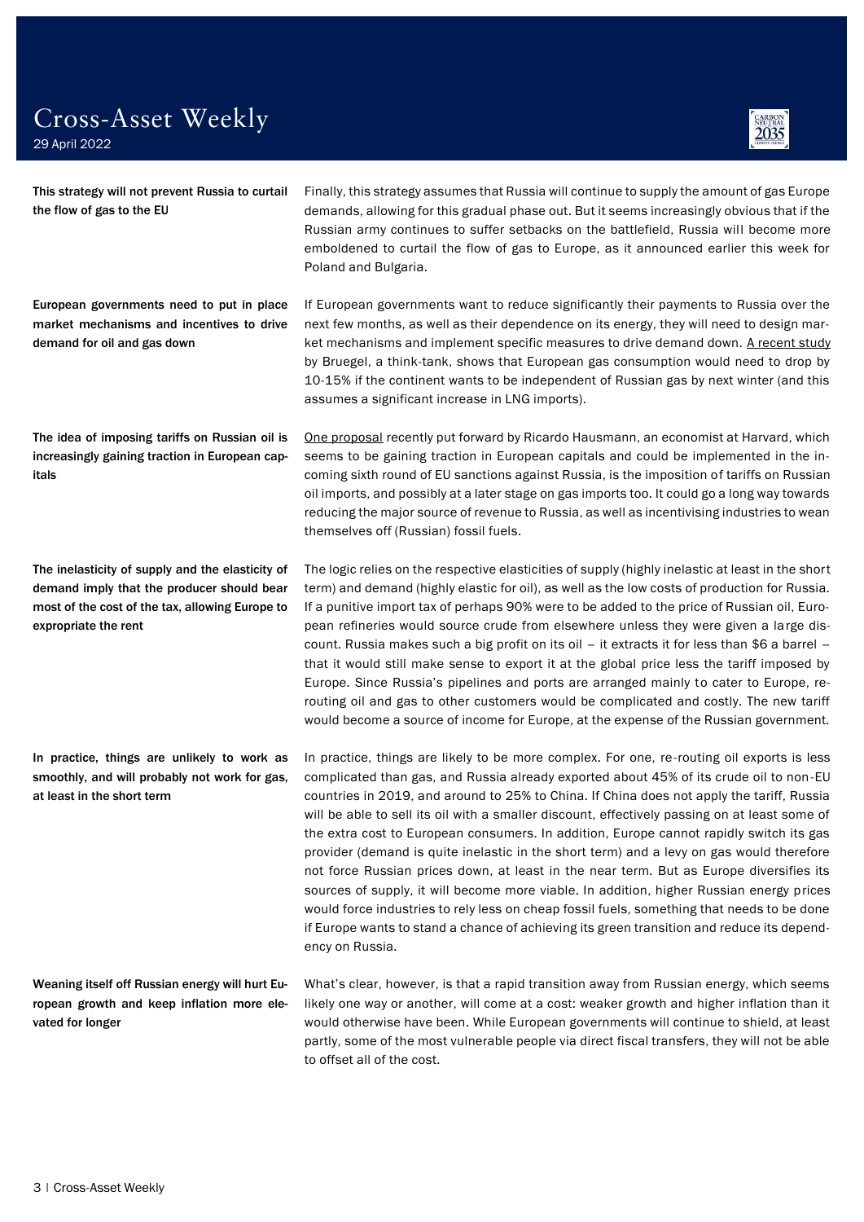**This strategy will not prevent Russia to curtail the flow of gas to the EU**

Finally, this strategy assumes that Russia will continue to supply the amount of gas Europe demands, allowing for this gradual phase out. But it seems increasingly obvious that if the Russian army continues to suffer setbacks on the battlefield, Russia will become more emboldened to curtail the flow of gas to Europe, as it announced earlier this week for Poland and Bulgaria.

**European governments need to put in place market mechanisms and incentives to drive demand for oil and gas down**

If European governments want to reduce significantly their payments to Russia over the next few months, as well as their dependence on its energy, they will need to design market mechanisms and implement specific measures to drive demand down. A recent study by Bruegel, a think-tank, shows that European gas consumption would need to drop by 10-15% if the continent wants to be independent of Russian gas by next winter (and this assumes a significant increase in LNG imports).

**The idea of imposing tariffs on Russian oil is increasingly gaining traction in European capitals**

One proposal recently put forward by Ricardo Hausmann, an economist at Harvard, which seems to be gaining traction in European capitals and could be implemented in the incoming sixth round of EU sanctions against Russia, is the imposition of tariffs on Russian oil imports, and possibly at a later stage on gas imports too. It could go a long way towards reducing the major source of revenue to Russia, as well as incentivising industries to wean themselves off (Russian) fossil fuels.

**The inelasticity of supply and the elasticity of demand imply that the producer should bear most of the cost of the tax, allowing Europe to expropriate the rent**

The logic relies on the respective elasticities of supply (highly inelastic at least in the short term) and demand (highly elastic for oil), as well as the low costs of production for Russia. If a punitive import tax of perhaps 90% were to be added to the price of Russian oil, European refineries would source crude from elsewhere unless they were given a large discount. Russia makes such a big profit on its oil – it extracts it for less than $6 a barrel – that it would still make sense to export it at the global price less the tariff imposed by Europe. Since Russia's pipelines and ports are arranged mainly to cater to Europe, re-routing oil and gas to other customers would be complicated and costly. The new tariff would become a source of income for Europe, at the expense of the Russian government.

**In practice, things are unlikely to work as smoothly, and will probably not work for gas, at least in the short term**

In practice, things are likely to be more complex. For one, re-routing oil exports is less complicated than gas, and Russia already exported about 45% of its crude oil to non-EU countries in 2019, and around to 25% to China. If China does not apply the tariff, Russia will be able to sell its oil with a smaller discount, effectively passing on at least some of the extra cost to European consumers. In addition, Europe cannot rapidly switch its gas provider (demand is quite inelastic in the short term) and a levy on gas would therefore not force Russian prices down, at least in the near term. But as Europe diversifies its sources of supply, it will become more viable. In addition, higher Russian energy prices would force industries to rely less on cheap fossil fuels, something that needs to be done if Europe wants to stand a chance of achieving its green transition and reduce its dependency on Russia.

**Weaning itself off Russian energy will hurt European growth and keep inflation more elevated for longer**

What's clear, however, is that a rapid transition away from Russian energy, which seems likely one way or another, will come at a cost: weaker growth and higher inflation than it would otherwise have been. While European governments will continue to shield, at least partly, some of the most vulnerable people via direct fiscal transfers, they will not be able to offset all of the cost.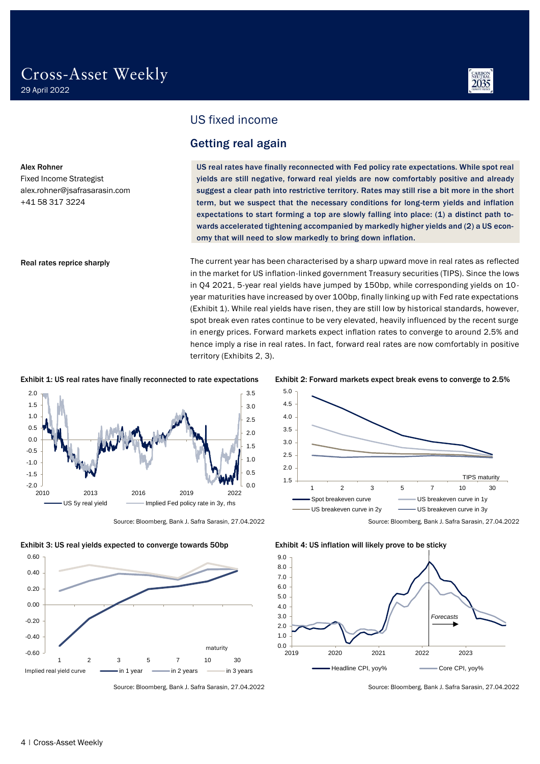# US fixed income

## Getting real again

**Alex Rohner**
Fixed Income Strategist
alex.rohner@jsafrasarasin.com
+41 58 317 3224

**US real rates have finally reconnected with Fed policy rate expectations. While spot real yields are still negative, forward real yields are now comfortably positive and already suggest a clear path into restrictive territory. Rates may still rise a bit more in the short term, but we suspect that the necessary conditions for long-term yields and inflation expectations to start forming a top are slowly falling into place: (1) a distinct path towards accelerated tightening accompanied by markedly higher yields and (2) a US economy that will need to slow markedly to bring down inflation.**

**Real rates reprice sharply**

The current year has been characterised by a sharp upward move in real rates as reflected in the market for US inflation-linked government Treasury securities (TIPS). Since the lows in Q4 2021, 5-year real yields have jumped by 150bp, while corresponding yields on 10-year maturities have increased by over 100bp, finally linking up with Fed rate expectations (Exhibit 1). While real yields have risen, they are still low by historical standards, however, spot break even rates continue to be very elevated, heavily influenced by the recent surge in energy prices. Forward markets expect inflation rates to converge to around 2.5% and hence imply a rise in real rates. In fact, forward real rates are now comfortably in positive territory (Exhibits 2, 3).

**Exhibit 1: US real rates have finally reconnected to rate expectations**

Legend: US 5y real yield; Implied Fed policy rate in 3y, rhs

Source: Bloomberg, Bank J. Safra Sarasin, 27.04.2022

**Exhibit 2: Forward markets expect break evens to converge to 2.5%**

Legend: Spot breakeven curve; US breakeven curve in 1y; US breakeven curve in 2y; US breakeven curve in 3y (x-axis: TIPS maturity)

Source: Bloomberg, Bank J. Safra Sarasin, 27.04.2022

**Exhibit 3: US real yields expected to converge towards 50bp**

Legend: Implied real yield curve — in 1 year; in 2 years; in 3 years (x-axis: maturity)

Source: Bloomberg, Bank J. Safra Sarasin, 27.04.2022

**Exhibit 4: US inflation will likely prove to be sticky**

Legend: Headline CPI, yoy%; Core CPI, yoy% (Forecasts)

Source: Bloomberg, Bank J. Safra Sarasin, 27.04.2022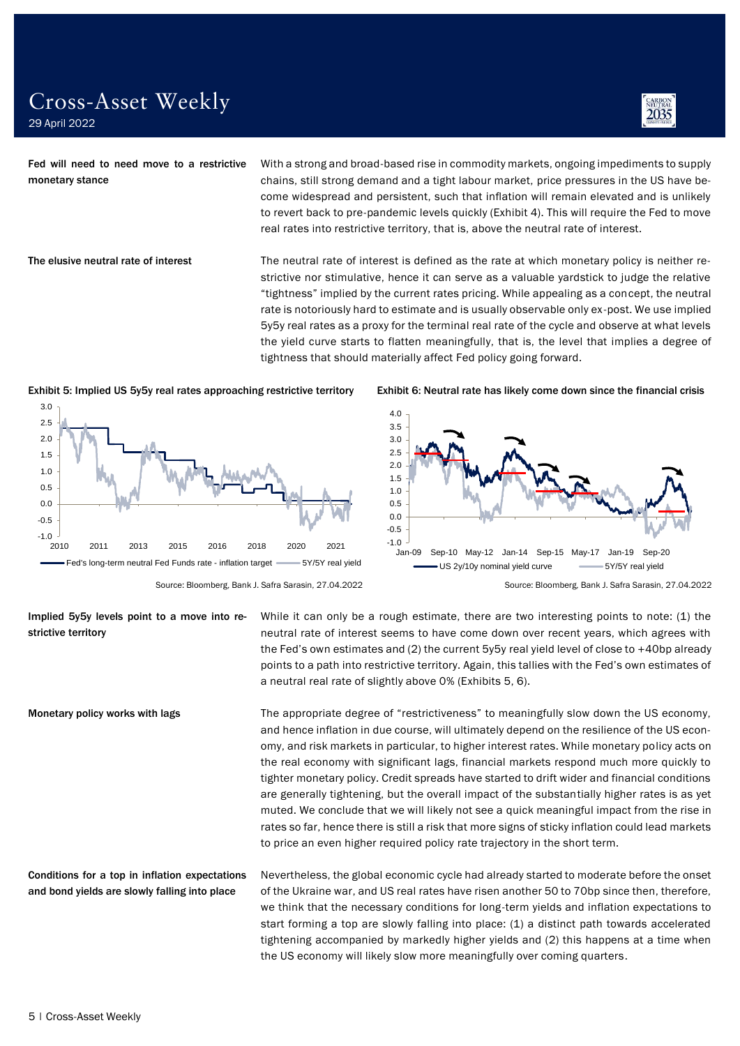**Fed will need to need move to a restrictive monetary stance**

With a strong and broad-based rise in commodity markets, ongoing impediments to supply chains, still strong demand and a tight labour market, price pressures in the US have become widespread and persistent, such that inflation will remain elevated and is unlikely to revert back to pre-pandemic levels quickly (Exhibit 4). This will require the Fed to move real rates into restrictive territory, that is, above the neutral rate of interest.

**The elusive neutral rate of interest**

The neutral rate of interest is defined as the rate at which monetary policy is neither restrictive nor stimulative, hence it can serve as a valuable yardstick to judge the relative "tightness" implied by the current rates pricing. While appealing as a concept, the neutral rate is notoriously hard to estimate and is usually observable only ex-post. We use implied 5y5y real rates as a proxy for the terminal real rate of the cycle and observe at what levels the yield curve starts to flatten meaningfully, that is, the level that implies a degree of tightness that should materially affect Fed policy going forward.

**Exhibit 5: Implied US 5y5y real rates approaching restrictive territory**

Source: Bloomberg, Bank J. Safra Sarasin, 27.04.2022

**Exhibit 6: Neutral rate has likely come down since the financial crisis**

Source: Bloomberg, Bank J. Safra Sarasin, 27.04.2022

**Implied 5y5y levels point to a move into restrictive territory**

While it can only be a rough estimate, there are two interesting points to note: (1) the neutral rate of interest seems to have come down over recent years, which agrees with the Fed's own estimates and (2) the current 5y5y real yield level of close to +40bp already points to a path into restrictive territory. Again, this tallies with the Fed's own estimates of a neutral real rate of slightly above 0% (Exhibits 5, 6).

**Monetary policy works with lags**

The appropriate degree of "restrictiveness" to meaningfully slow down the US economy, and hence inflation in due course, will ultimately depend on the resilience of the US economy, and risk markets in particular, to higher interest rates. While monetary policy acts on the real economy with significant lags, financial markets respond much more quickly to tighter monetary policy. Credit spreads have started to drift wider and financial conditions are generally tightening, but the overall impact of the substantially higher rates is as yet muted. We conclude that we will likely not see a quick meaningful impact from the rise in rates so far, hence there is still a risk that more signs of sticky inflation could lead markets to price an even higher required policy rate trajectory in the short term.

**Conditions for a top in inflation expectations and bond yields are slowly falling into place**

Nevertheless, the global economic cycle had already started to moderate before the onset of the Ukraine war, and US real rates have risen another 50 to 70bp since then, therefore, we think that the necessary conditions for long-term yields and inflation expectations to start forming a top are slowly falling into place: (1) a distinct path towards accelerated tightening accompanied by markedly higher yields and (2) this happens at a time when the US economy will likely slow more meaningfully over coming quarters.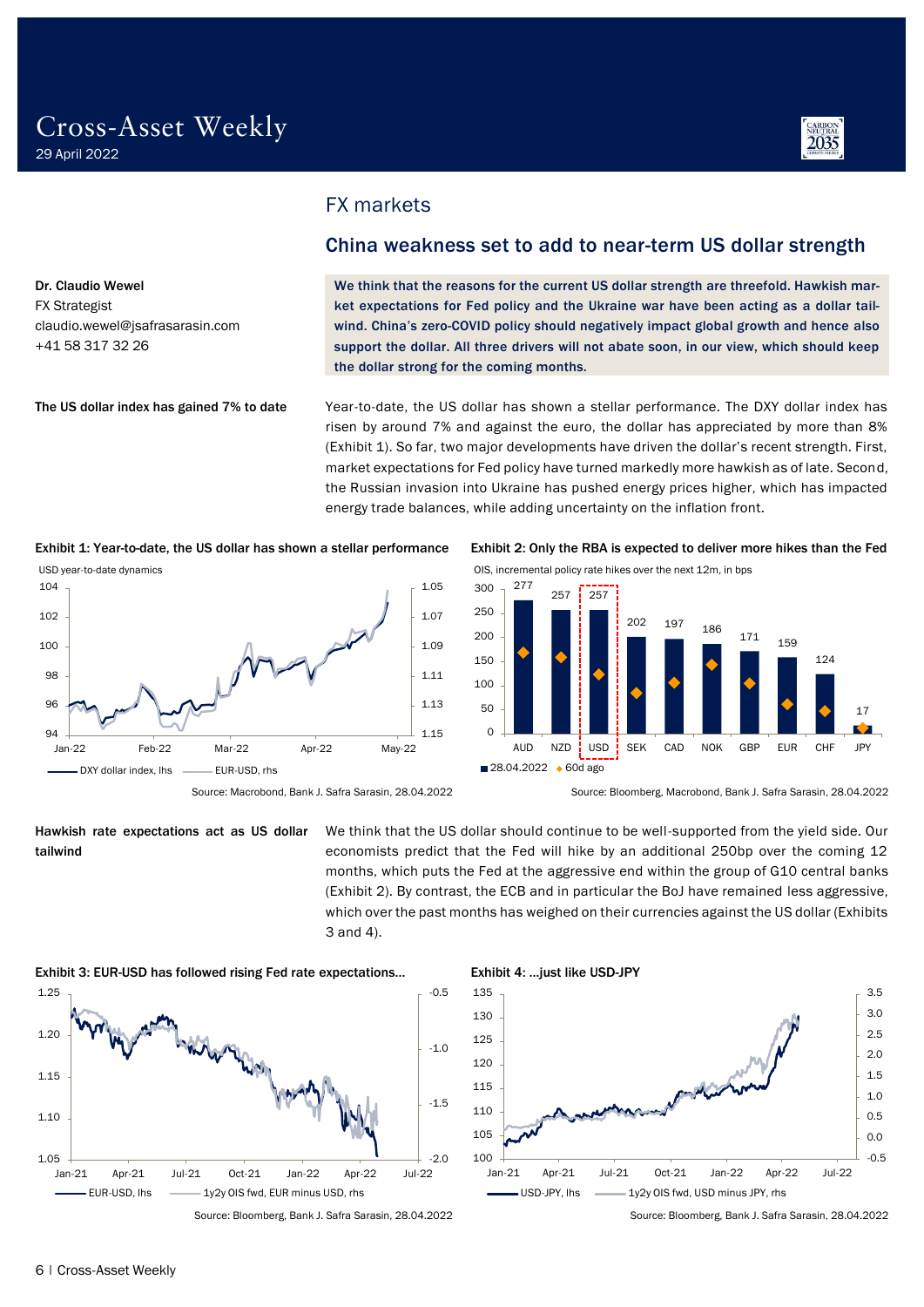## FX markets

### China weakness set to add to near-term US dollar strength

Dr. Claudio Wewel
FX Strategist
claudio.wewel@jsafrasarasin.com
+41 58 317 32 26

**We think that the reasons for the current US dollar strength are threefold. Hawkish market expectations for Fed policy and the Ukraine war have been acting as a dollar tailwind. China's zero-COVID policy should negatively impact global growth and hence also support the dollar. All three drivers will not abate soon, in our view, which should keep the dollar strong for the coming months.**

**The US dollar index has gained 7% to date**

Year-to-date, the US dollar has shown a stellar performance. The DXY dollar index has risen by around 7% and against the euro, the dollar has appreciated by more than 8% (Exhibit 1). So far, two major developments have driven the dollar's recent strength. First, market expectations for Fed policy have turned markedly more hawkish as of late. Second, the Russian invasion into Ukraine has pushed energy prices higher, which has impacted energy trade balances, while adding uncertainty on the inflation front.

**Exhibit 1: Year-to-date, the US dollar has shown a stellar performance**

Source: Macrobond, Bank J. Safra Sarasin, 28.04.2022

**Exhibit 2: Only the RBA is expected to deliver more hikes than the Fed**

OIS, incremental policy rate hikes over the next 12m, in bps

| | AUD | NZD | USD | SEK | CAD | NOK | GBP | EUR | CHF | JPY |
|---|---|---|---|---|---|---|---|---|---|---|
| 28.04.2022 | 277 | 257 | 257 | 202 | 197 | 186 | 171 | 159 | 124 | 17 |

Source: Bloomberg, Macrobond, Bank J. Safra Sarasin, 28.04.2022

**Hawkish rate expectations act as US dollar tailwind**

We think that the US dollar should continue to be well-supported from the yield side. Our economists predict that the Fed will hike by an additional 250bp over the coming 12 months, which puts the Fed at the aggressive end within the group of G10 central banks (Exhibit 2). By contrast, the ECB and in particular the BoJ have remained less aggressive, which over the past months has weighed on their currencies against the US dollar (Exhibits 3 and 4).

**Exhibit 3: EUR-USD has followed rising Fed rate expectations...**

Source: Bloomberg, Bank J. Safra Sarasin, 28.04.2022

**Exhibit 4: ...just like USD-JPY**

Source: Bloomberg, Bank J. Safra Sarasin, 28.04.2022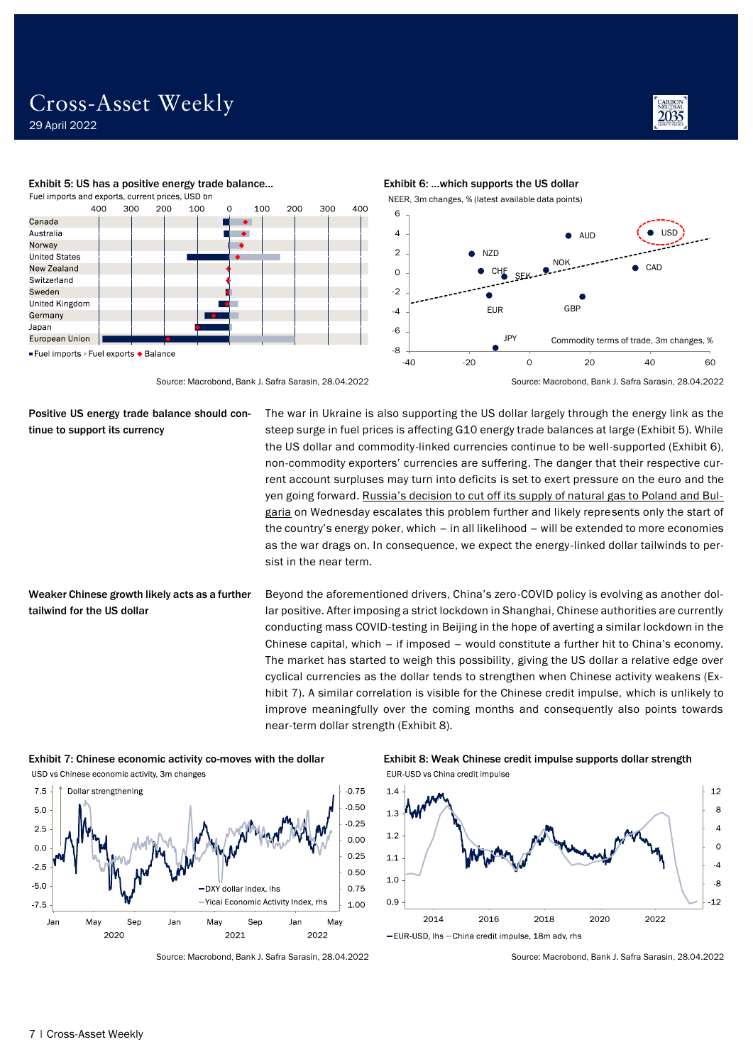**Exhibit 5: US has a positive energy trade balance…**

Fuel imports and exports, current prices, USD bn

Source: Macrobond, Bank J. Safra Sarasin, 28.04.2022

**Exhibit 6: …which supports the US dollar**

NEER, 3m changes, % (latest available data points)

Source: Macrobond, Bank J. Safra Sarasin, 28.04.2022

**Positive US energy trade balance should continue to support its currency**

The war in Ukraine is also supporting the US dollar largely through the energy link as the steep surge in fuel prices is affecting G10 energy trade balances at large (Exhibit 5). While the US dollar and commodity-linked currencies continue to be well-supported (Exhibit 6), non-commodity exporters' currencies are suffering. The danger that their respective current account surpluses may turn into deficits is set to exert pressure on the euro and the yen going forward. Russia's decision to cut off its supply of natural gas to Poland and Bulgaria on Wednesday escalates this problem further and likely represents only the start of the country's energy poker, which – in all likelihood – will be extended to more economies as the war drags on. In consequence, we expect the energy-linked dollar tailwinds to persist in the near term.

**Weaker Chinese growth likely acts as a further tailwind for the US dollar**

Beyond the aforementioned drivers, China's zero-COVID policy is evolving as another dollar positive. After imposing a strict lockdown in Shanghai, Chinese authorities are currently conducting mass COVID-testing in Beijing in the hope of averting a similar lockdown in the Chinese capital, which – if imposed – would constitute a further hit to China's economy. The market has started to weigh this possibility, giving the US dollar a relative edge over cyclical currencies as the dollar tends to strengthen when Chinese activity weakens (Exhibit 7). A similar correlation is visible for the Chinese credit impulse, which is unlikely to improve meaningfully over the coming months and consequently also points towards near-term dollar strength (Exhibit 8).

**Exhibit 7: Chinese economic activity co-moves with the dollar**

USD vs Chinese economic activity, 3m changes

Source: Macrobond, Bank J. Safra Sarasin, 28.04.2022

**Exhibit 8: Weak Chinese credit impulse supports dollar strength**

EUR-USD vs China credit impulse

Source: Macrobond, Bank J. Safra Sarasin, 28.04.2022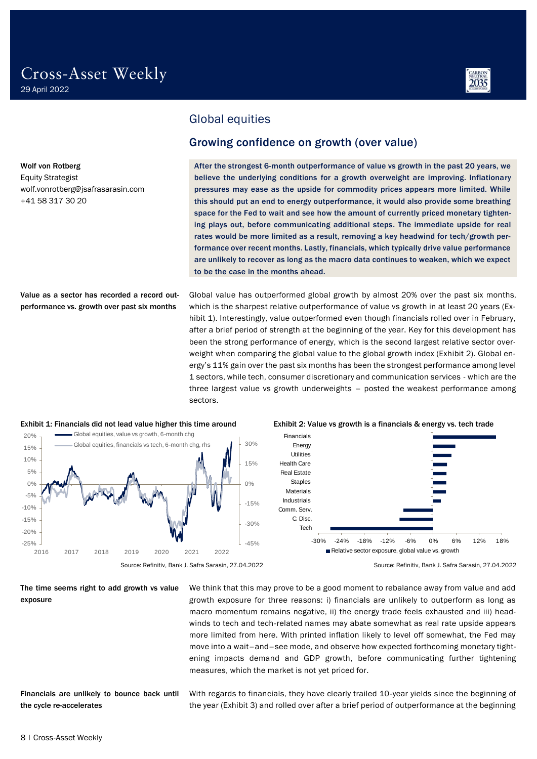# Cross-Asset Weekly

29 April 2022

## Global equities

### Growing confidence on growth (over value)

**Wolf von Rotberg**
Equity Strategist
wolf.vonrotberg@jsafrasarasin.com
+41 58 317 30 20

**After the strongest 6-month outperformance of value vs growth in the past 20 years, we believe the underlying conditions for a growth overweight are improving. Inflationary pressures may ease as the upside for commodity prices appears more limited. While this should put an end to energy outperformance, it would also provide some breathing space for the Fed to wait and see how the amount of currently priced monetary tightening plays out, before communicating additional steps. The immediate upside for real rates would be more limited as a result, removing a key headwind for tech/growth performance over recent months. Lastly, financials, which typically drive value performance are unlikely to recover as long as the macro data continues to weaken, which we expect to be the case in the months ahead.**

**Value as a sector has recorded a record outperformance vs. growth over past six months**

Global value has outperformed global growth by almost 20% over the past six months, which is the sharpest relative outperformance of value vs growth in at least 20 years (Exhibit 1). Interestingly, value outperformed even though financials rolled over in February, after a brief period of strength at the beginning of the year. Key for this development has been the strong performance of energy, which is the second largest relative sector overweight when comparing the global value to the global growth index (Exhibit 2). Global energy's 11% gain over the past six months has been the strongest performance among level 1 sectors, while tech, consumer discretionary and communication services - which are the three largest value vs growth underweights – posted the weakest performance among sectors.

**Exhibit 1: Financials did not lead value higher this time around**

Source: Refinitiv, Bank J. Safra Sarasin, 27.04.2022

**Exhibit 2: Value vs growth is a financials & energy vs. tech trade**

Source: Refinitiv, Bank J. Safra Sarasin, 27.04.2022

**The time seems right to add growth vs value exposure**

We think that this may prove to be a good moment to rebalance away from value and add growth exposure for three reasons: i) financials are unlikely to outperform as long as macro momentum remains negative, ii) the energy trade feels exhausted and iii) headwinds to tech and tech-related names may abate somewhat as real rate upside appears more limited from here. With printed inflation likely to level off somewhat, the Fed may move into a wait–and–see mode, and observe how expected forthcoming monetary tightening impacts demand and GDP growth, before communicating further tightening measures, which the market is not yet priced for.

**Financials are unlikely to bounce back until the cycle re-accelerates**

With regards to financials, they have clearly trailed 10-year yields since the beginning of the year (Exhibit 3) and rolled over after a brief period of outperformance at the beginning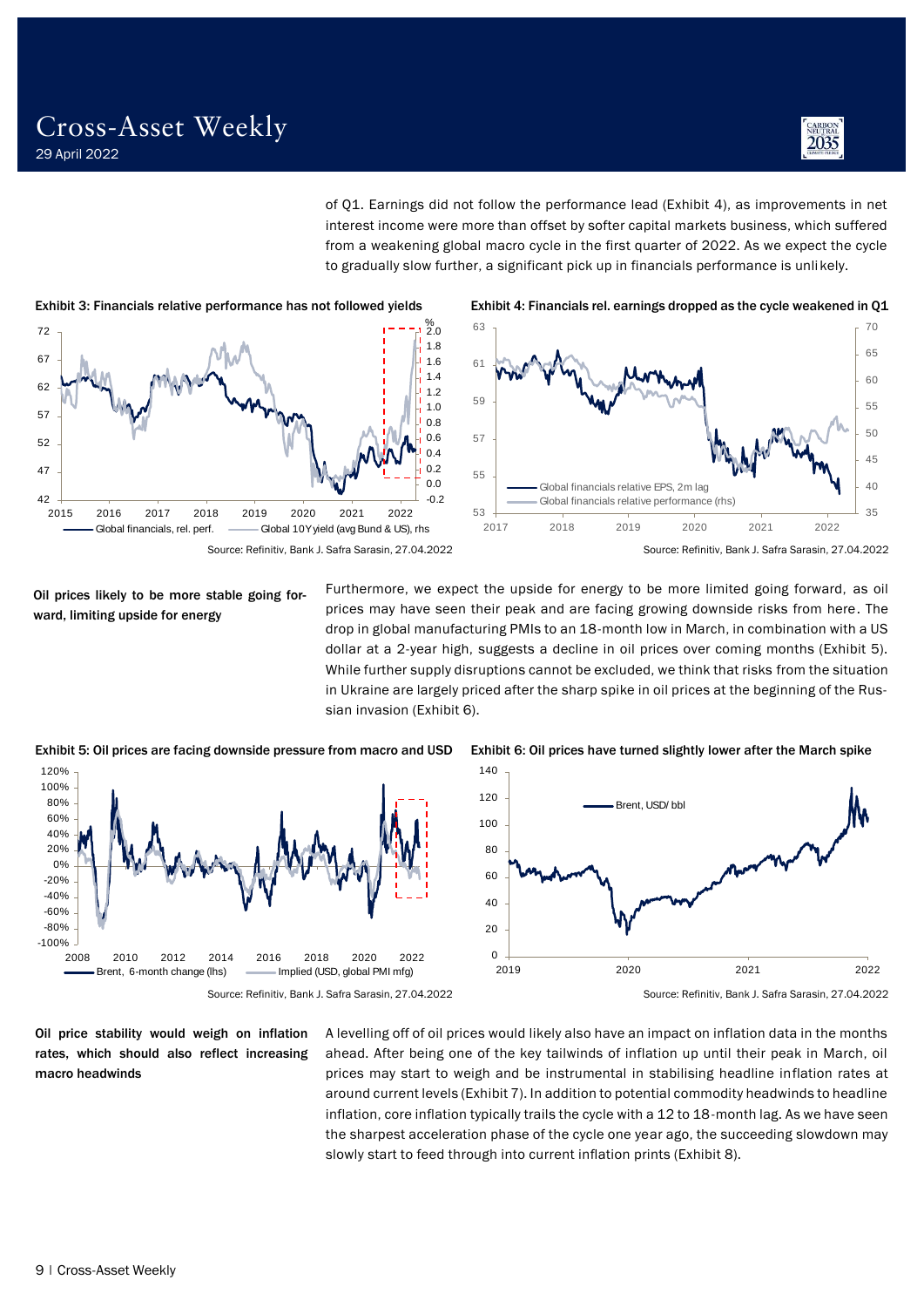of Q1. Earnings did not follow the performance lead (Exhibit 4), as improvements in net interest income were more than offset by softer capital markets business, which suffered from a weakening global macro cycle in the first quarter of 2022. As we expect the cycle to gradually slow further, a significant pick up in financials performance is unlikely.

**Exhibit 3: Financials relative performance has not followed yields**

Global financials, rel. perf. — Global 10Y yield (avg Bund & US), rhs

Source: Refinitiv, Bank J. Safra Sarasin, 27.04.2022

**Exhibit 4: Financials rel. earnings dropped as the cycle weakened in Q1**

Global financials relative EPS, 2m lag — Global financials relative performance (rhs)

Source: Refinitiv, Bank J. Safra Sarasin, 27.04.2022

**Oil prices likely to be more stable going forward, limiting upside for energy**

Furthermore, we expect the upside for energy to be more limited going forward, as oil prices may have seen their peak and are facing growing downside risks from here. The drop in global manufacturing PMIs to an 18-month low in March, in combination with a US dollar at a 2-year high, suggests a decline in oil prices over coming months (Exhibit 5). While further supply disruptions cannot be excluded, we think that risks from the situation in Ukraine are largely priced after the sharp spike in oil prices at the beginning of the Russian invasion (Exhibit 6).

**Exhibit 5: Oil prices are facing downside pressure from macro and USD**

Brent, 6-month change (lhs) — Implied (USD, global PMI mfg)

Source: Refinitiv, Bank J. Safra Sarasin, 27.04.2022

**Exhibit 6: Oil prices have turned slightly lower after the March spike**

Brent, USD/ bbl

Source: Refinitiv, Bank J. Safra Sarasin, 27.04.2022

**Oil price stability would weigh on inflation rates, which should also reflect increasing macro headwinds**

A levelling off of oil prices would likely also have an impact on inflation data in the months ahead. After being one of the key tailwinds of inflation up until their peak in March, oil prices may start to weigh and be instrumental in stabilising headline inflation rates at around current levels (Exhibit 7). In addition to potential commodity headwinds to headline inflation, core inflation typically trails the cycle with a 12 to 18-month lag. As we have seen the sharpest acceleration phase of the cycle one year ago, the succeeding slowdown may slowly start to feed through into current inflation prints (Exhibit 8).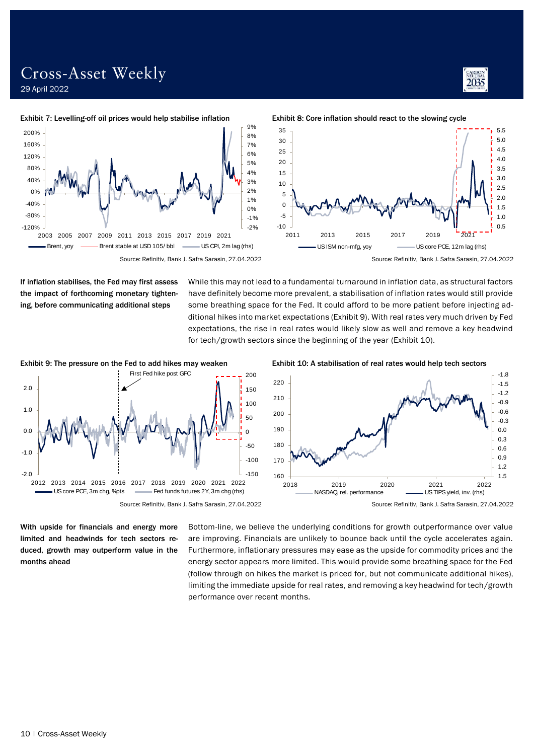**Exhibit 7: Levelling-off oil prices would help stabilise inflation**

Source: Refinitiv, Bank J. Safra Sarasin, 27.04.2022

**Exhibit 8: Core inflation should react to the slowing cycle**

Source: Refinitiv, Bank J. Safra Sarasin, 27.04.2022

**If inflation stabilises, the Fed may first assess the impact of forthcoming monetary tightening, before communicating additional steps**

While this may not lead to a fundamental turnaround in inflation data, as structural factors have definitely become more prevalent, a stabilisation of inflation rates would still provide some breathing space for the Fed. It could afford to be more patient before injecting additional hikes into market expectations (Exhibit 9). With real rates very much driven by Fed expectations, the rise in real rates would likely slow as well and remove a key headwind for tech/growth sectors since the beginning of the year (Exhibit 10).

**Exhibit 9: The pressure on the Fed to add hikes may weaken**

Source: Refinitiv, Bank J. Safra Sarasin, 27.04.2022

**Exhibit 10: A stabilisation of real rates would help tech sectors**

Source: Refinitiv, Bank J. Safra Sarasin, 27.04.2022

**With upside for financials and energy more limited and headwinds for tech sectors reduced, growth may outperform value in the months ahead**

Bottom-line, we believe the underlying conditions for growth outperformance over value are improving. Financials are unlikely to bounce back until the cycle accelerates again. Furthermore, inflationary pressures may ease as the upside for commodity prices and the energy sector appears more limited. This would provide some breathing space for the Fed (follow through on hikes the market is priced for, but not communicate additional hikes), limiting the immediate upside for real rates, and removing a key headwind for tech/growth performance over recent months.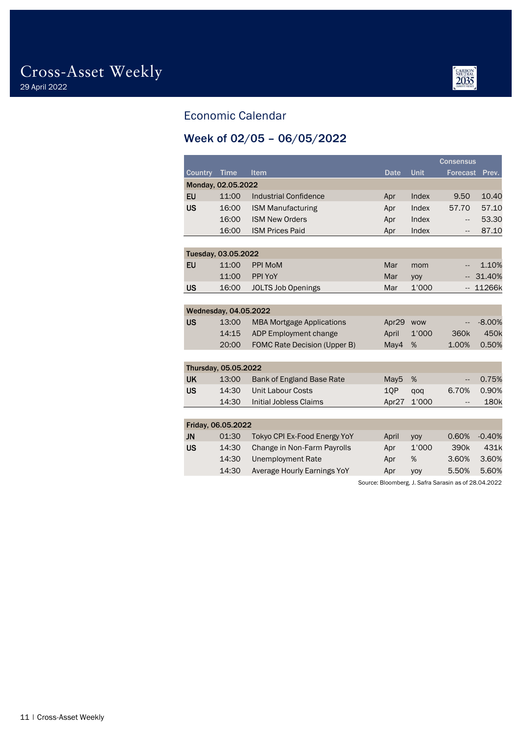## Economic Calendar

### Week of 02/05 – 06/05/2022

| Country | Time | Item | Date | Unit | Consensus Forecast | Prev. |
|---|---|---|---|---|---|---|
| **Monday, 02.05.2022** | | | | | | |
| EU | 11:00 | Industrial Confidence | Apr | Index | 9.50 | 10.40 |
| US | 16:00 | ISM Manufacturing | Apr | Index | 57.70 | 57.10 |
| | 16:00 | ISM New Orders | Apr | Index | -- | 53.30 |
| | 16:00 | ISM Prices Paid | Apr | Index | -- | 87.10 |
| **Tuesday, 03.05.2022** | | | | | | |
| EU | 11:00 | PPI MoM | Mar | mom | -- | 1.10% |
| | 11:00 | PPI YoY | Mar | yoy | -- | 31.40% |
| US | 16:00 | JOLTS Job Openings | Mar | 1'000 | -- | 11266k |
| **Wednesday, 04.05.2022** | | | | | | |
| US | 13:00 | MBA Mortgage Applications | Apr29 | wow | -- | -8.00% |
| | 14:15 | ADP Employment change | April | 1'000 | 360k | 450k |
| | 20:00 | FOMC Rate Decision (Upper B) | May4 | % | 1.00% | 0.50% |
| **Thursday, 05.05.2022** | | | | | | |
| UK | 13:00 | Bank of England Base Rate | May5 | % | -- | 0.75% |
| US | 14:30 | Unit Labour Costs | 1QP | qoq | 6.70% | 0.90% |
| | 14:30 | Initial Jobless Claims | Apr27 | 1'000 | -- | 180k |
| **Friday, 06.05.2022** | | | | | | |
| JN | 01:30 | Tokyo CPI Ex-Food Energy YoY | April | yoy | 0.60% | -0.40% |
| US | 14:30 | Change in Non-Farm Payrolls | Apr | 1'000 | 390k | 431k |
| | 14:30 | Unemployment Rate | Apr | % | 3.60% | 3.60% |
| | 14:30 | Average Hourly Earnings YoY | Apr | yoy | 5.50% | 5.60% |

Source: Bloomberg, J. Safra Sarasin as of 28.04.2022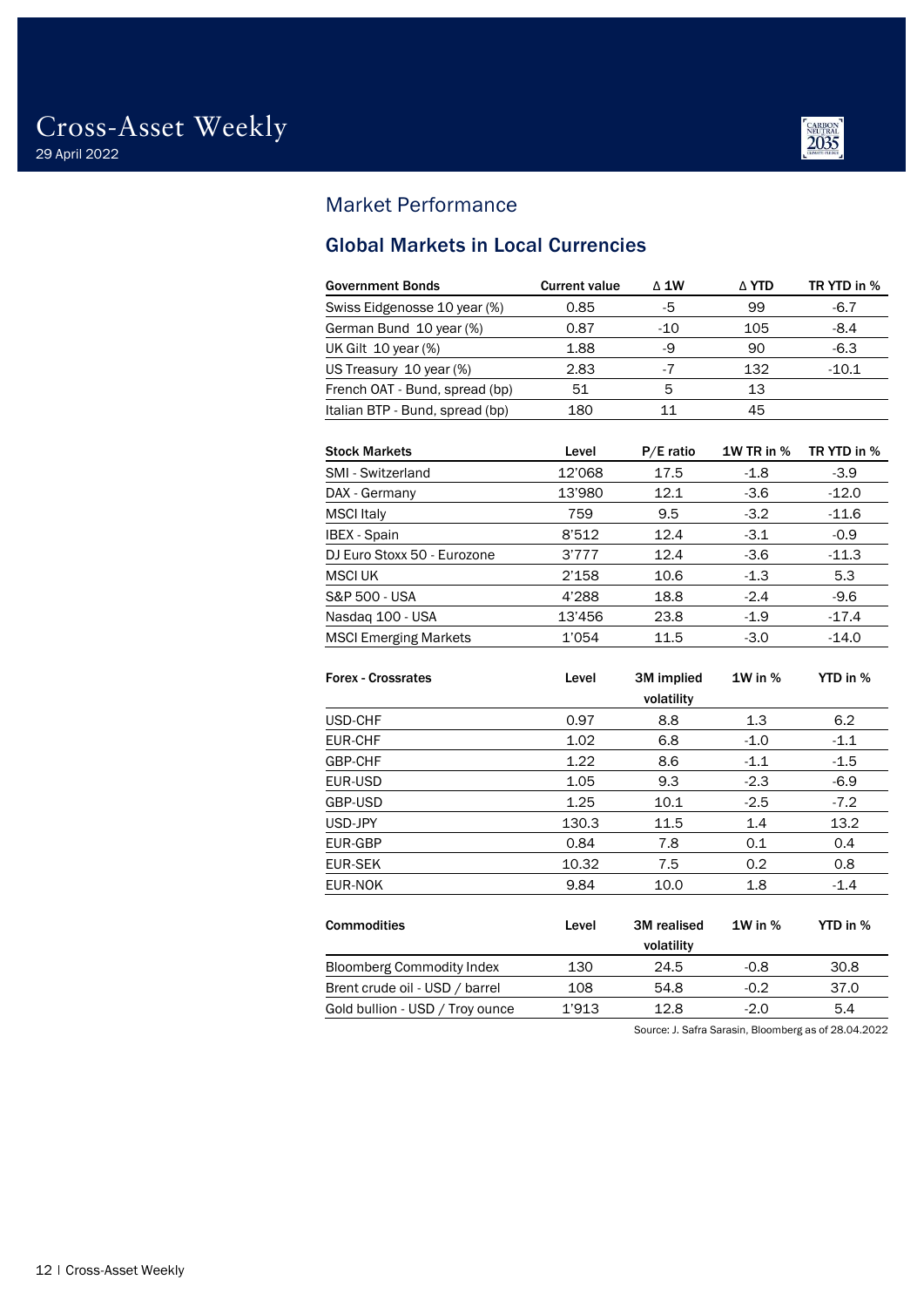# Cross-Asset Weekly

29 April 2022

## Market Performance

### Global Markets in Local Currencies

| Government Bonds | Current value | Δ 1W | Δ YTD | TR YTD in % |
|---|---|---|---|---|
| Swiss Eidgenosse 10 year (%) | 0.85 | -5 | 99 | -6.7 |
| German Bund 10 year (%) | 0.87 | -10 | 105 | -8.4 |
| UK Gilt 10 year (%) | 1.88 | -9 | 90 | -6.3 |
| US Treasury 10 year (%) | 2.83 | -7 | 132 | -10.1 |
| French OAT - Bund, spread (bp) | 51 | 5 | 13 | |
| Italian BTP - Bund, spread (bp) | 180 | 11 | 45 | |

| Stock Markets | Level | P/E ratio | 1W TR in % | TR YTD in % |
|---|---|---|---|---|
| SMI - Switzerland | 12'068 | 17.5 | -1.8 | -3.9 |
| DAX - Germany | 13'980 | 12.1 | -3.6 | -12.0 |
| MSCI Italy | 759 | 9.5 | -3.2 | -11.6 |
| IBEX - Spain | 8'512 | 12.4 | -3.1 | -0.9 |
| DJ Euro Stoxx 50 - Eurozone | 3'777 | 12.4 | -3.6 | -11.3 |
| MSCI UK | 2'158 | 10.6 | -1.3 | 5.3 |
| S&P 500 - USA | 4'288 | 18.8 | -2.4 | -9.6 |
| Nasdaq 100 - USA | 13'456 | 23.8 | -1.9 | -17.4 |
| MSCI Emerging Markets | 1'054 | 11.5 | -3.0 | -14.0 |

| Forex - Crossrates | Level | 3M implied volatility | 1W in % | YTD in % |
|---|---|---|---|---|
| USD-CHF | 0.97 | 8.8 | 1.3 | 6.2 |
| EUR-CHF | 1.02 | 6.8 | -1.0 | -1.1 |
| GBP-CHF | 1.22 | 8.6 | -1.1 | -1.5 |
| EUR-USD | 1.05 | 9.3 | -2.3 | -6.9 |
| GBP-USD | 1.25 | 10.1 | -2.5 | -7.2 |
| USD-JPY | 130.3 | 11.5 | 1.4 | 13.2 |
| EUR-GBP | 0.84 | 7.8 | 0.1 | 0.4 |
| EUR-SEK | 10.32 | 7.5 | 0.2 | 0.8 |
| EUR-NOK | 9.84 | 10.0 | 1.8 | -1.4 |

| Commodities | Level | 3M realised volatility | 1W in % | YTD in % |
|---|---|---|---|---|
| Bloomberg Commodity Index | 130 | 24.5 | -0.8 | 30.8 |
| Brent crude oil - USD / barrel | 108 | 54.8 | -0.2 | 37.0 |
| Gold bullion - USD / Troy ounce | 1'913 | 12.8 | -2.0 | 5.4 |

Source: J. Safra Sarasin, Bloomberg as of 28.04.2022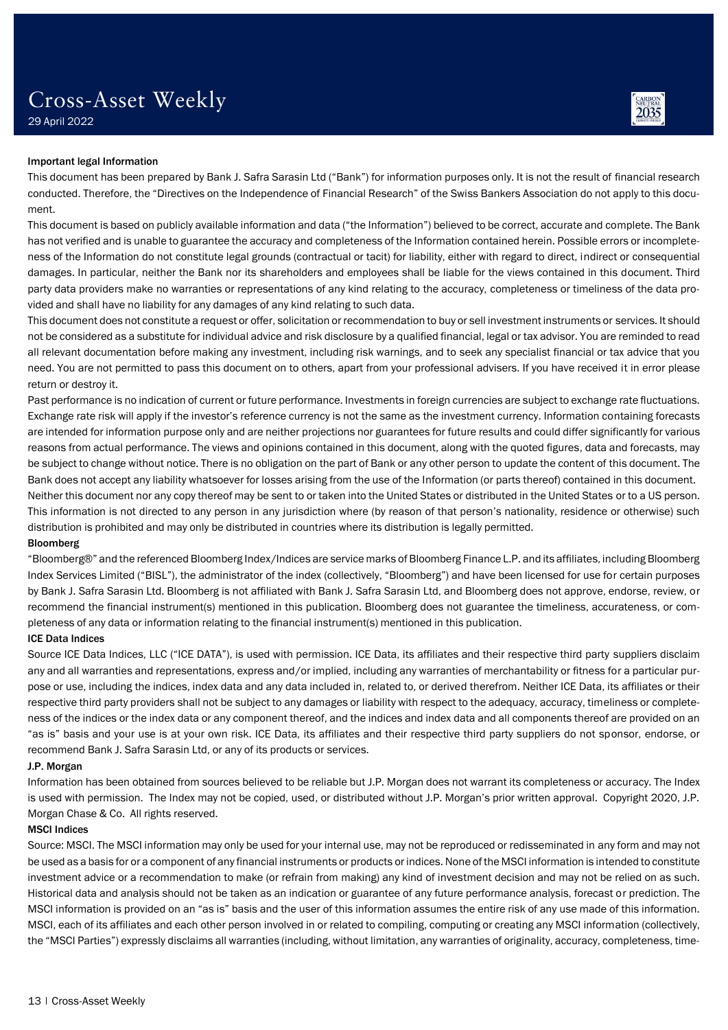### Important legal Information

This document has been prepared by Bank J. Safra Sarasin Ltd ("Bank") for information purposes only. It is not the result of financial research conducted. Therefore, the "Directives on the Independence of Financial Research" of the Swiss Bankers Association do not apply to this document.

This document is based on publicly available information and data ("the Information") believed to be correct, accurate and complete. The Bank has not verified and is unable to guarantee the accuracy and completeness of the Information contained herein. Possible errors or incompleteness of the Information do not constitute legal grounds (contractual or tacit) for liability, either with regard to direct, indirect or consequential damages. In particular, neither the Bank nor its shareholders and employees shall be liable for the views contained in this document. Third party data providers make no warranties or representations of any kind relating to the accuracy, completeness or timeliness of the data provided and shall have no liability for any damages of any kind relating to such data.

This document does not constitute a request or offer, solicitation or recommendation to buy or sell investment instruments or services. It should not be considered as a substitute for individual advice and risk disclosure by a qualified financial, legal or tax advisor. You are reminded to read all relevant documentation before making any investment, including risk warnings, and to seek any specialist financial or tax advice that you need. You are not permitted to pass this document on to others, apart from your professional advisers. If you have received it in error please return or destroy it.

Past performance is no indication of current or future performance. Investments in foreign currencies are subject to exchange rate fluctuations. Exchange rate risk will apply if the investor's reference currency is not the same as the investment currency. Information containing forecasts are intended for information purpose only and are neither projections nor guarantees for future results and could differ significantly for various reasons from actual performance. The views and opinions contained in this document, along with the quoted figures, data and forecasts, may be subject to change without notice. There is no obligation on the part of Bank or any other person to update the content of this document. The Bank does not accept any liability whatsoever for losses arising from the use of the Information (or parts thereof) contained in this document.

Neither this document nor any copy thereof may be sent to or taken into the United States or distributed in the United States or to a US person. This information is not directed to any person in any jurisdiction where (by reason of that person's nationality, residence or otherwise) such distribution is prohibited and may only be distributed in countries where its distribution is legally permitted.

### Bloomberg

"Bloomberg®" and the referenced Bloomberg Index/Indices are service marks of Bloomberg Finance L.P. and its affiliates, including Bloomberg Index Services Limited ("BISL"), the administrator of the index (collectively, "Bloomberg") and have been licensed for use for certain purposes by Bank J. Safra Sarasin Ltd. Bloomberg is not affiliated with Bank J. Safra Sarasin Ltd, and Bloomberg does not approve, endorse, review, or recommend the financial instrument(s) mentioned in this publication. Bloomberg does not guarantee the timeliness, accurateness, or completeness of any data or information relating to the financial instrument(s) mentioned in this publication.

### ICE Data Indices

Source ICE Data Indices, LLC ("ICE DATA"), is used with permission. ICE Data, its affiliates and their respective third party suppliers disclaim any and all warranties and representations, express and/or implied, including any warranties of merchantability or fitness for a particular purpose or use, including the indices, index data and any data included in, related to, or derived therefrom. Neither ICE Data, its affiliates or their respective third party providers shall not be subject to any damages or liability with respect to the adequacy, accuracy, timeliness or completeness of the indices or the index data or any component thereof, and the indices and index data and all components thereof are provided on an "as is" basis and your use is at your own risk. ICE Data, its affiliates and their respective third party suppliers do not sponsor, endorse, or recommend Bank J. Safra Sarasin Ltd, or any of its products or services.

### J.P. Morgan

Information has been obtained from sources believed to be reliable but J.P. Morgan does not warrant its completeness or accuracy. The Index is used with permission. The Index may not be copied, used, or distributed without J.P. Morgan's prior written approval. Copyright 2020, J.P. Morgan Chase & Co. All rights reserved.

### MSCI Indices

Source: MSCI. The MSCI information may only be used for your internal use, may not be reproduced or redisseminated in any form and may not be used as a basis for or a component of any financial instruments or products or indices. None of the MSCI information is intended to constitute investment advice or a recommendation to make (or refrain from making) any kind of investment decision and may not be relied on as such. Historical data and analysis should not be taken as an indication or guarantee of any future performance analysis, forecast or prediction. The MSCI information is provided on an "as is" basis and the user of this information assumes the entire risk of any use made of this information. MSCI, each of its affiliates and each other person involved in or related to compiling, computing or creating any MSCI information (collectively, the "MSCI Parties") expressly disclaims all warranties (including, without limitation, any warranties of originality, accuracy, completeness, time-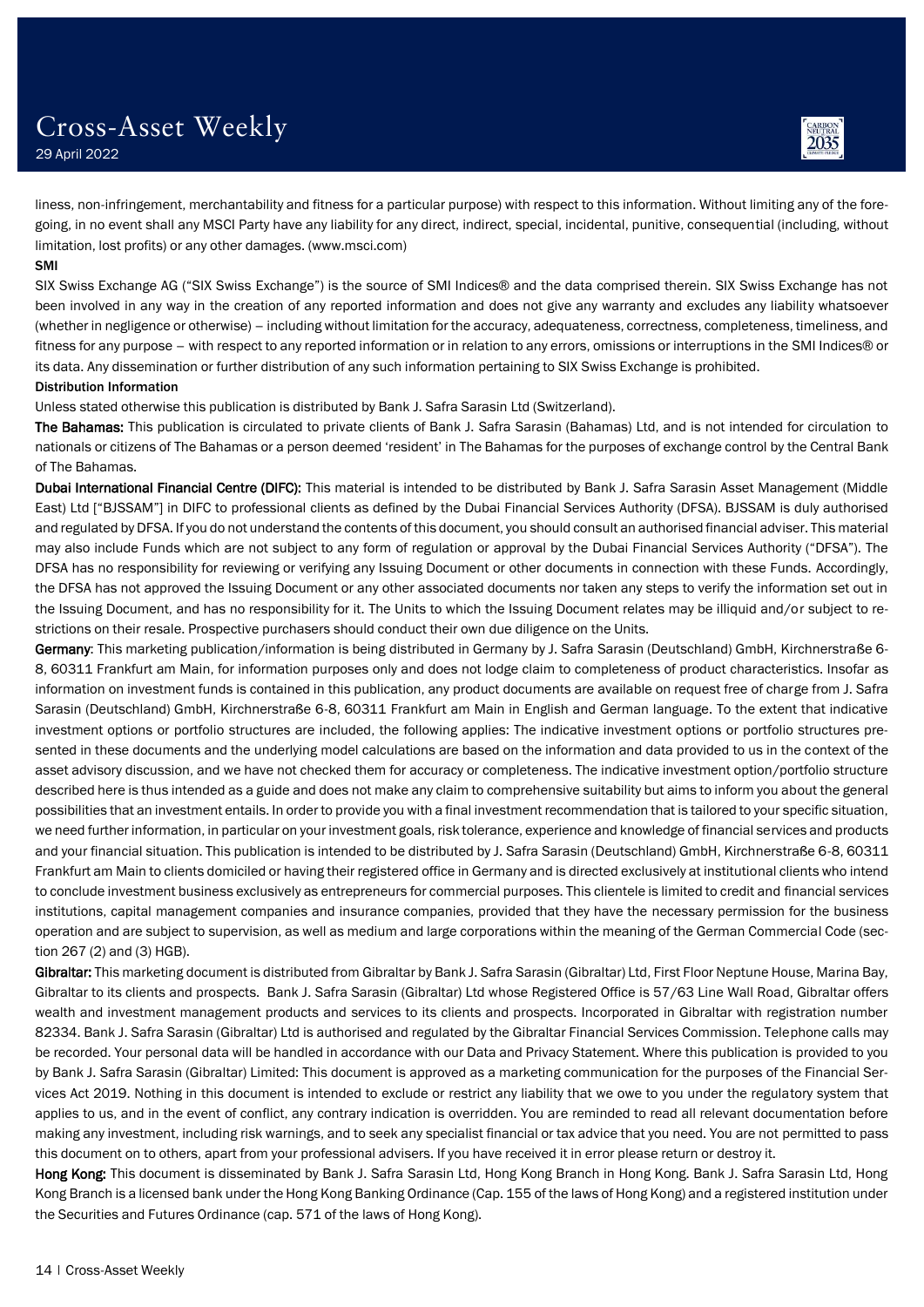liness, non-infringement, merchantability and fitness for a particular purpose) with respect to this information. Without limiting any of the foregoing, in no event shall any MSCI Party have any liability for any direct, indirect, special, incidental, punitive, consequential (including, without limitation, lost profits) or any other damages. (www.msci.com)

**SMI**

SIX Swiss Exchange AG ("SIX Swiss Exchange") is the source of SMI Indices® and the data comprised therein. SIX Swiss Exchange has not been involved in any way in the creation of any reported information and does not give any warranty and excludes any liability whatsoever (whether in negligence or otherwise) – including without limitation for the accuracy, adequateness, correctness, completeness, timeliness, and fitness for any purpose – with respect to any reported information or in relation to any errors, omissions or interruptions in the SMI Indices® or its data. Any dissemination or further distribution of any such information pertaining to SIX Swiss Exchange is prohibited.

**Distribution Information**

Unless stated otherwise this publication is distributed by Bank J. Safra Sarasin Ltd (Switzerland).

**The Bahamas:** This publication is circulated to private clients of Bank J. Safra Sarasin (Bahamas) Ltd, and is not intended for circulation to nationals or citizens of The Bahamas or a person deemed 'resident' in The Bahamas for the purposes of exchange control by the Central Bank of The Bahamas.

**Dubai International Financial Centre (DIFC):** This material is intended to be distributed by Bank J. Safra Sarasin Asset Management (Middle East) Ltd ["BJSSAM"] in DIFC to professional clients as defined by the Dubai Financial Services Authority (DFSA). BJSSAM is duly authorised and regulated by DFSA. If you do not understand the contents of this document, you should consult an authorised financial adviser. This material may also include Funds which are not subject to any form of regulation or approval by the Dubai Financial Services Authority ("DFSA"). The DFSA has no responsibility for reviewing or verifying any Issuing Document or other documents in connection with these Funds. Accordingly, the DFSA has not approved the Issuing Document or any other associated documents nor taken any steps to verify the information set out in the Issuing Document, and has no responsibility for it. The Units to which the Issuing Document relates may be illiquid and/or subject to restrictions on their resale. Prospective purchasers should conduct their own due diligence on the Units.

**Germany**: This marketing publication/information is being distributed in Germany by J. Safra Sarasin (Deutschland) GmbH, Kirchnerstraße 6-8, 60311 Frankfurt am Main, for information purposes only and does not lodge claim to completeness of product characteristics. Insofar as information on investment funds is contained in this publication, any product documents are available on request free of charge from J. Safra Sarasin (Deutschland) GmbH, Kirchnerstraße 6-8, 60311 Frankfurt am Main in English and German language. To the extent that indicative investment options or portfolio structures are included, the following applies: The indicative investment options or portfolio structures presented in these documents and the underlying model calculations are based on the information and data provided to us in the context of the asset advisory discussion, and we have not checked them for accuracy or completeness. The indicative investment option/portfolio structure described here is thus intended as a guide and does not make any claim to comprehensive suitability but aims to inform you about the general possibilities that an investment entails. In order to provide you with a final investment recommendation that is tailored to your specific situation, we need further information, in particular on your investment goals, risk tolerance, experience and knowledge of financial services and products and your financial situation. This publication is intended to be distributed by J. Safra Sarasin (Deutschland) GmbH, Kirchnerstraße 6-8, 60311 Frankfurt am Main to clients domiciled or having their registered office in Germany and is directed exclusively at institutional clients who intend to conclude investment business exclusively as entrepreneurs for commercial purposes. This clientele is limited to credit and financial services institutions, capital management companies and insurance companies, provided that they have the necessary permission for the business operation and are subject to supervision, as well as medium and large corporations within the meaning of the German Commercial Code (section 267 (2) and (3) HGB).

**Gibraltar:** This marketing document is distributed from Gibraltar by Bank J. Safra Sarasin (Gibraltar) Ltd, First Floor Neptune House, Marina Bay, Gibraltar to its clients and prospects. Bank J. Safra Sarasin (Gibraltar) Ltd whose Registered Office is 57/63 Line Wall Road, Gibraltar offers wealth and investment management products and services to its clients and prospects. Incorporated in Gibraltar with registration number 82334. Bank J. Safra Sarasin (Gibraltar) Ltd is authorised and regulated by the Gibraltar Financial Services Commission. Telephone calls may be recorded. Your personal data will be handled in accordance with our Data and Privacy Statement. Where this publication is provided to you by Bank J. Safra Sarasin (Gibraltar) Limited: This document is approved as a marketing communication for the purposes of the Financial Services Act 2019. Nothing in this document is intended to exclude or restrict any liability that we owe to you under the regulatory system that applies to us, and in the event of conflict, any contrary indication is overridden. You are reminded to read all relevant documentation before making any investment, including risk warnings, and to seek any specialist financial or tax advice that you need. You are not permitted to pass this document on to others, apart from your professional advisers. If you have received it in error please return or destroy it.

**Hong Kong:** This document is disseminated by Bank J. Safra Sarasin Ltd, Hong Kong Branch in Hong Kong. Bank J. Safra Sarasin Ltd, Hong Kong Branch is a licensed bank under the Hong Kong Banking Ordinance (Cap. 155 of the laws of Hong Kong) and a registered institution under the Securities and Futures Ordinance (cap. 571 of the laws of Hong Kong).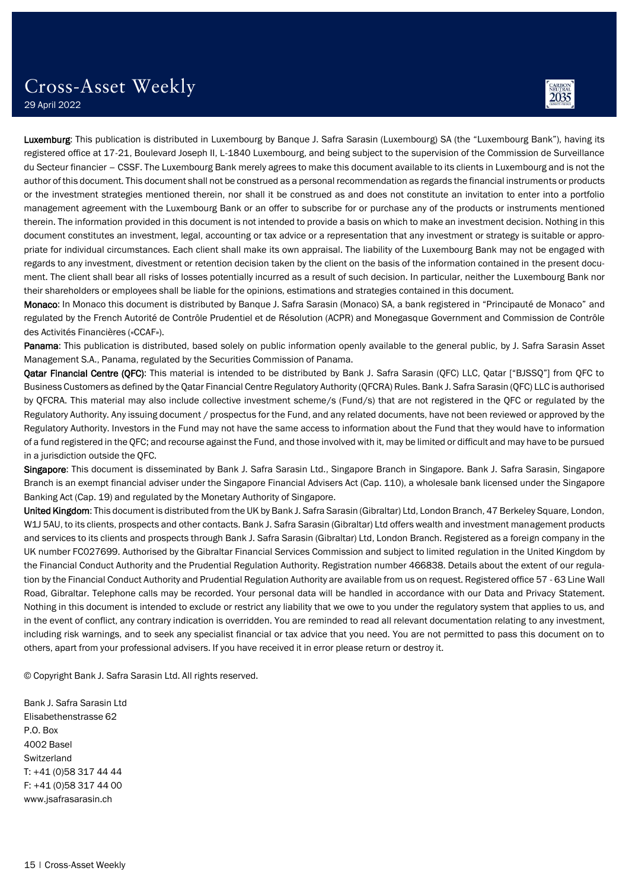**Luxemburg**: This publication is distributed in Luxembourg by Banque J. Safra Sarasin (Luxembourg) SA (the "Luxembourg Bank"), having its registered office at 17-21, Boulevard Joseph II, L-1840 Luxembourg, and being subject to the supervision of the Commission de Surveillance du Secteur financier – CSSF. The Luxembourg Bank merely agrees to make this document available to its clients in Luxembourg and is not the author of this document. This document shall not be construed as a personal recommendation as regards the financial instruments or products or the investment strategies mentioned therein, nor shall it be construed as and does not constitute an invitation to enter into a portfolio management agreement with the Luxembourg Bank or an offer to subscribe for or purchase any of the products or instruments mentioned therein. The information provided in this document is not intended to provide a basis on which to make an investment decision. Nothing in this document constitutes an investment, legal, accounting or tax advice or a representation that any investment or strategy is suitable or appropriate for individual circumstances. Each client shall make its own appraisal. The liability of the Luxembourg Bank may not be engaged with regards to any investment, divestment or retention decision taken by the client on the basis of the information contained in the present document. The client shall bear all risks of losses potentially incurred as a result of such decision. In particular, neither the Luxembourg Bank nor their shareholders or employees shall be liable for the opinions, estimations and strategies contained in this document.

**Monaco**: In Monaco this document is distributed by Banque J. Safra Sarasin (Monaco) SA, a bank registered in "Principauté de Monaco" and regulated by the French Autorité de Contrôle Prudentiel et de Résolution (ACPR) and Monegasque Government and Commission de Contrôle des Activités Financières («CCAF»).

**Panama**: This publication is distributed, based solely on public information openly available to the general public, by J. Safra Sarasin Asset Management S.A., Panama, regulated by the Securities Commission of Panama.

**Qatar Financial Centre (QFC)**: This material is intended to be distributed by Bank J. Safra Sarasin (QFC) LLC, Qatar ["BJSSQ"] from QFC to Business Customers as defined by the Qatar Financial Centre Regulatory Authority (QFCRA) Rules. Bank J. Safra Sarasin (QFC) LLC is authorised by QFCRA. This material may also include collective investment scheme/s (Fund/s) that are not registered in the QFC or regulated by the Regulatory Authority. Any issuing document / prospectus for the Fund, and any related documents, have not been reviewed or approved by the Regulatory Authority. Investors in the Fund may not have the same access to information about the Fund that they would have to information of a fund registered in the QFC; and recourse against the Fund, and those involved with it, may be limited or difficult and may have to be pursued in a jurisdiction outside the QFC.

**Singapore**: This document is disseminated by Bank J. Safra Sarasin Ltd., Singapore Branch in Singapore. Bank J. Safra Sarasin, Singapore Branch is an exempt financial adviser under the Singapore Financial Advisers Act (Cap. 110), a wholesale bank licensed under the Singapore Banking Act (Cap. 19) and regulated by the Monetary Authority of Singapore.

**United Kingdom**: This document is distributed from the UK by Bank J. Safra Sarasin (Gibraltar) Ltd, London Branch, 47 Berkeley Square, London, W1J 5AU, to its clients, prospects and other contacts. Bank J. Safra Sarasin (Gibraltar) Ltd offers wealth and investment management products and services to its clients and prospects through Bank J. Safra Sarasin (Gibraltar) Ltd, London Branch. Registered as a foreign company in the UK number FC027699. Authorised by the Gibraltar Financial Services Commission and subject to limited regulation in the United Kingdom by the Financial Conduct Authority and the Prudential Regulation Authority. Registration number 466838. Details about the extent of our regulation by the Financial Conduct Authority and Prudential Regulation Authority are available from us on request. Registered office 57 - 63 Line Wall Road, Gibraltar. Telephone calls may be recorded. Your personal data will be handled in accordance with our Data and Privacy Statement. Nothing in this document is intended to exclude or restrict any liability that we owe to you under the regulatory system that applies to us, and in the event of conflict, any contrary indication is overridden. You are reminded to read all relevant documentation relating to any investment, including risk warnings, and to seek any specialist financial or tax advice that you need. You are not permitted to pass this document on to others, apart from your professional advisers. If you have received it in error please return or destroy it.

© Copyright Bank J. Safra Sarasin Ltd. All rights reserved.

Bank J. Safra Sarasin Ltd
Elisabethenstrasse 62
P.O. Box
4002 Basel
Switzerland
T: +41 (0)58 317 44 44
F: +41 (0)58 317 44 00
www.jsafrasarasin.ch